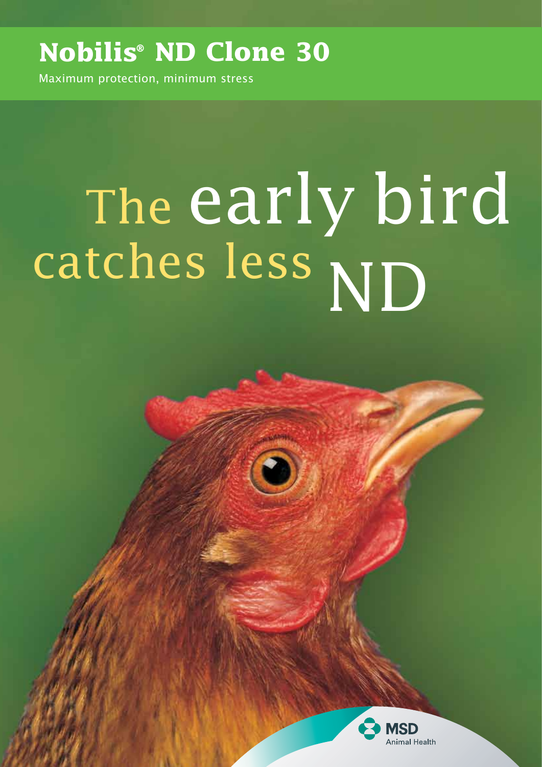# Nobilis® ND Clone 30

Maximum protection, minimum stress

## The early bird catches less ND

MSD Animal Health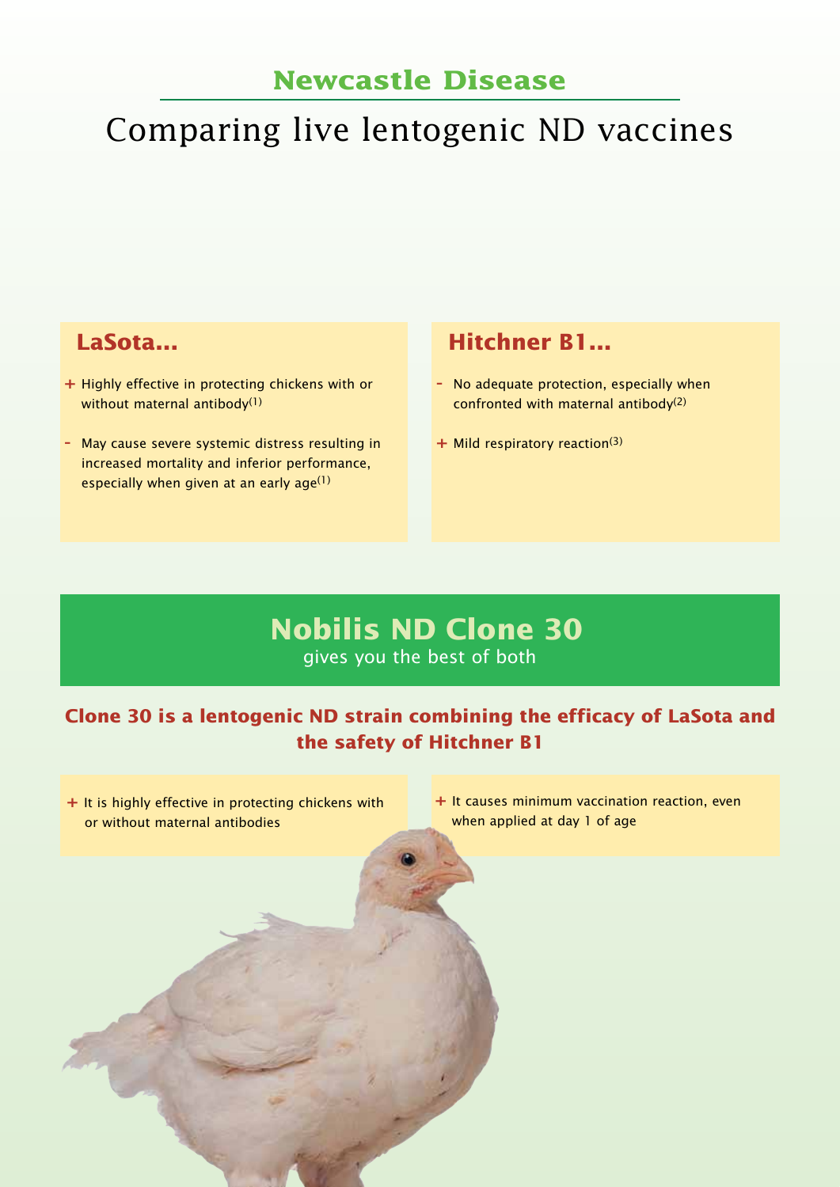## Newcastle Disease

# Comparing live lentogenic ND vaccines

### LaSota...

- \+ Highly effective in protecting chickens with or without maternal antibody[1]
- \- May cause severe systemic distress resulting in increased mortality and inferior performance, especially when given at an early age[1]

### Hitchner B1...

- \- No adequate protection, especially when confronted with maternal antibody[2]
- \+ Mild respiratory reaction[3]

## Nobilis ND Clone 30

gives you the best of both

**Clone 30 is a lentogenic ND strain combining the efficacy of LaSota and the safety of Hitchner B1**

- \+ It is highly effective in protecting chickens with or without maternal antibodies
- \+ It causes minimum vaccination reaction, even when applied at day 1 of age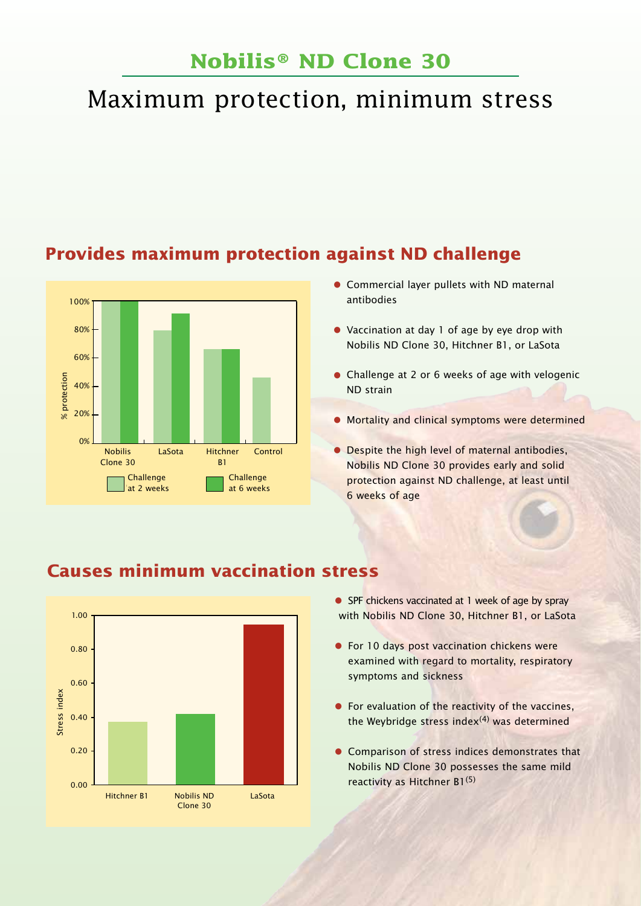# Nobilis® ND Clone 30

# Maximum protection, minimum stress

## Provides maximum protection against ND challenge

- Commercial layer pullets with ND maternal antibodies
- Vaccination at day 1 of age by eye drop with Nobilis ND Clone 30, Hitchner B1, or LaSota
- Challenge at 2 or 6 weeks of age with velogenic ND strain
- Mortality and clinical symptoms were determined
- Despite the high level of maternal antibodies, Nobilis ND Clone 30 provides early and solid protection against ND challenge, at least until 6 weeks of age

## Causes minimum vaccination stress

- SPF chickens vaccinated at 1 week of age by spray with Nobilis ND Clone 30, Hitchner B1, or LaSota
- For 10 days post vaccination chickens were examined with regard to mortality, respiratory symptoms and sickness
- For evaluation of the reactivity of the vaccines, the Weybridge stress index[4] was determined
- Comparison of stress indices demonstrates that Nobilis ND Clone 30 possesses the same mild reactivity as Hitchner B1[5]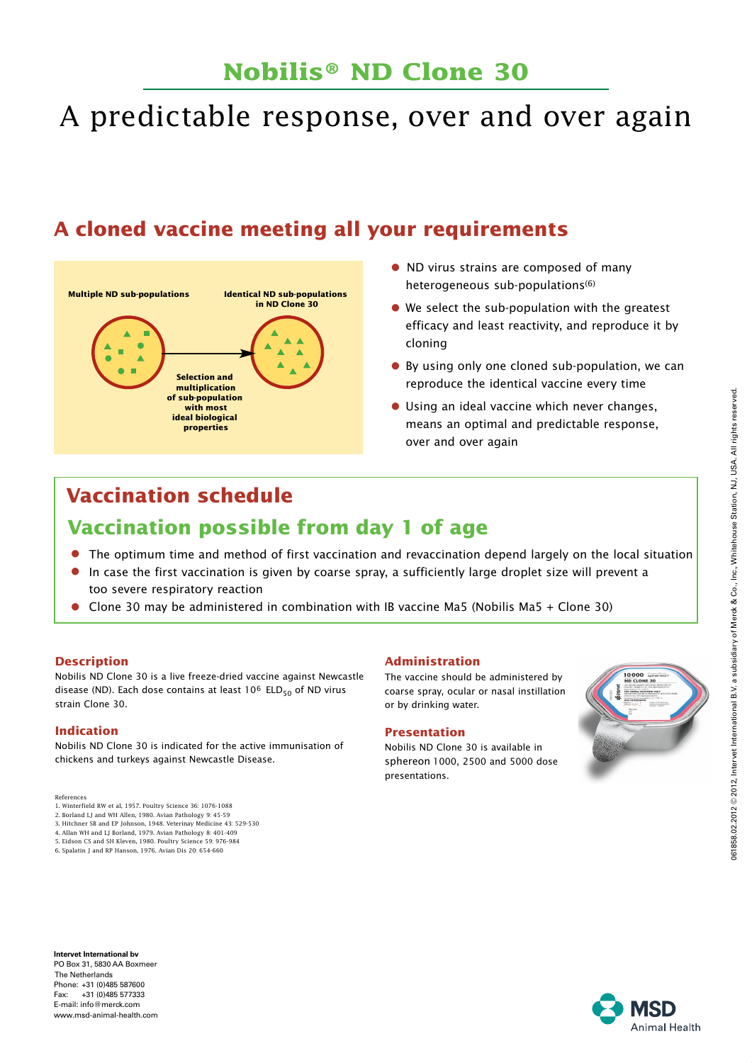# Nobilis® ND Clone 30

## A predictable response, over and over again

## A cloned vaccine meeting all your requirements

Multiple ND sub-populations

Identical ND sub-populations in ND Clone 30

Selection and multiplication of sub-population with most ideal biological properties

- ND virus strains are composed of many heterogeneous sub-populations[6]
- We select the sub-population with the greatest efficacy and least reactivity, and reproduce it by cloning
- By using only one cloned sub-population, we can reproduce the identical vaccine every time
- Using an ideal vaccine which never changes, means an optimal and predictable response, over and over again

## Vaccination schedule

### Vaccination possible from day 1 of age

- The optimum time and method of first vaccination and revaccination depend largely on the local situation
- In case the first vaccination is given by coarse spray, a sufficiently large droplet size will prevent a too severe respiratory reaction
- Clone 30 may be administered in combination with IB vaccine Ma5 (Nobilis Ma5 + Clone 30)

### Description

Nobilis ND Clone 30 is a live freeze-dried vaccine against Newcastle disease (ND). Each dose contains at least $10^6$ $ELD_{50}$ of ND virus strain Clone 30.

### Indication

Nobilis ND Clone 30 is indicated for the active immunisation of chickens and turkeys against Newcastle Disease.

### Administration

The vaccine should be administered by coarse spray, ocular or nasal instillation or by drinking water.

### Presentation

Nobilis ND Clone 30 is available in sphereon 1000, 2500 and 5000 dose presentations.

References
1. Winterfield RW et al, 1957. Poultry Science 36: 1076-1088
2. Borland LJ and WH Allen, 1980. Avian Pathology 9: 45-59
3. Hitchner SB and EP Johnson, 1948. Veterinay Medicine 43: 529-530
4. Allan WH and LJ Borland, 1979. Avian Pathology 8: 401-409
5. Eidson CS and SH Kleven, 1980. Poultry Science 59: 976-984
6. Spalatin J and RP Hanson, 1976. Avian Dis 20: 654-660

**Intervet International bv**
PO Box 31, 5830 AA Boxmeer
The Netherlands
Phone: +31 (0)485 587600
Fax: +31 (0)485 577333
E-mail: info@merck.com
www.msd-animal-health.com

MSD Animal Health

061858.02.2012 © 2012, Intervet International B.V. a subsidiary of Merck & Co., Inc., Whitehouse Station, NJ, USA. All rights reserved.